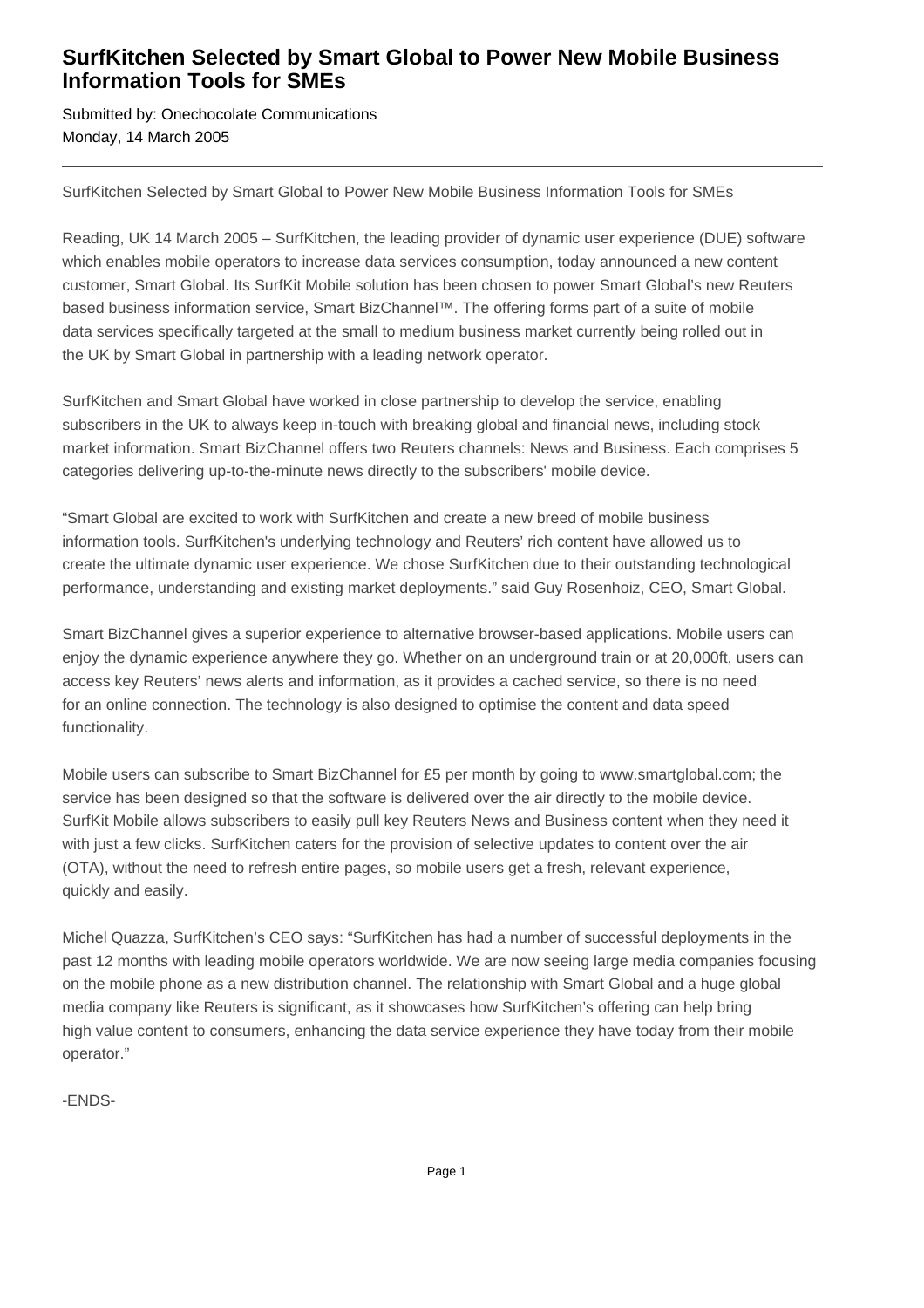# SurfKitchen Selected by Smart Global to Power New Mobile Business Information Tools for SMEs

Submitted by: Onechocolate Communications
Monday, 14 March 2005

---

SurfKitchen Selected by Smart Global to Power New Mobile Business Information Tools for SMEs

Reading, UK 14 March 2005 – SurfKitchen, the leading provider of dynamic user experience (DUE) software which enables mobile operators to increase data services consumption, today announced a new content customer, Smart Global. Its SurfKit Mobile solution has been chosen to power Smart Global's new Reuters based business information service, Smart BizChannel™. The offering forms part of a suite of mobile data services specifically targeted at the small to medium business market currently being rolled out in the UK by Smart Global in partnership with a leading network operator.

SurfKitchen and Smart Global have worked in close partnership to develop the service, enabling subscribers in the UK to always keep in-touch with breaking global and financial news, including stock market information. Smart BizChannel offers two Reuters channels: News and Business. Each comprises 5 categories delivering up-to-the-minute news directly to the subscribers' mobile device.

"Smart Global are excited to work with SurfKitchen and create a new breed of mobile business information tools. SurfKitchen's underlying technology and Reuters' rich content have allowed us to create the ultimate dynamic user experience. We chose SurfKitchen due to their outstanding technological performance, understanding and existing market deployments." said Guy Rosenhoiz, CEO, Smart Global.

Smart BizChannel gives a superior experience to alternative browser-based applications. Mobile users can enjoy the dynamic experience anywhere they go. Whether on an underground train or at 20,000ft, users can access key Reuters' news alerts and information, as it provides a cached service, so there is no need for an online connection. The technology is also designed to optimise the content and data speed functionality.

Mobile users can subscribe to Smart BizChannel for £5 per month by going to www.smartglobal.com; the service has been designed so that the software is delivered over the air directly to the mobile device. SurfKit Mobile allows subscribers to easily pull key Reuters News and Business content when they need it with just a few clicks. SurfKitchen caters for the provision of selective updates to content over the air (OTA), without the need to refresh entire pages, so mobile users get a fresh, relevant experience, quickly and easily.

Michel Quazza, SurfKitchen's CEO says: "SurfKitchen has had a number of successful deployments in the past 12 months with leading mobile operators worldwide. We are now seeing large media companies focusing on the mobile phone as a new distribution channel. The relationship with Smart Global and a huge global media company like Reuters is significant, as it showcases how SurfKitchen's offering can help bring high value content to consumers, enhancing the data service experience they have today from their mobile operator."

-ENDS-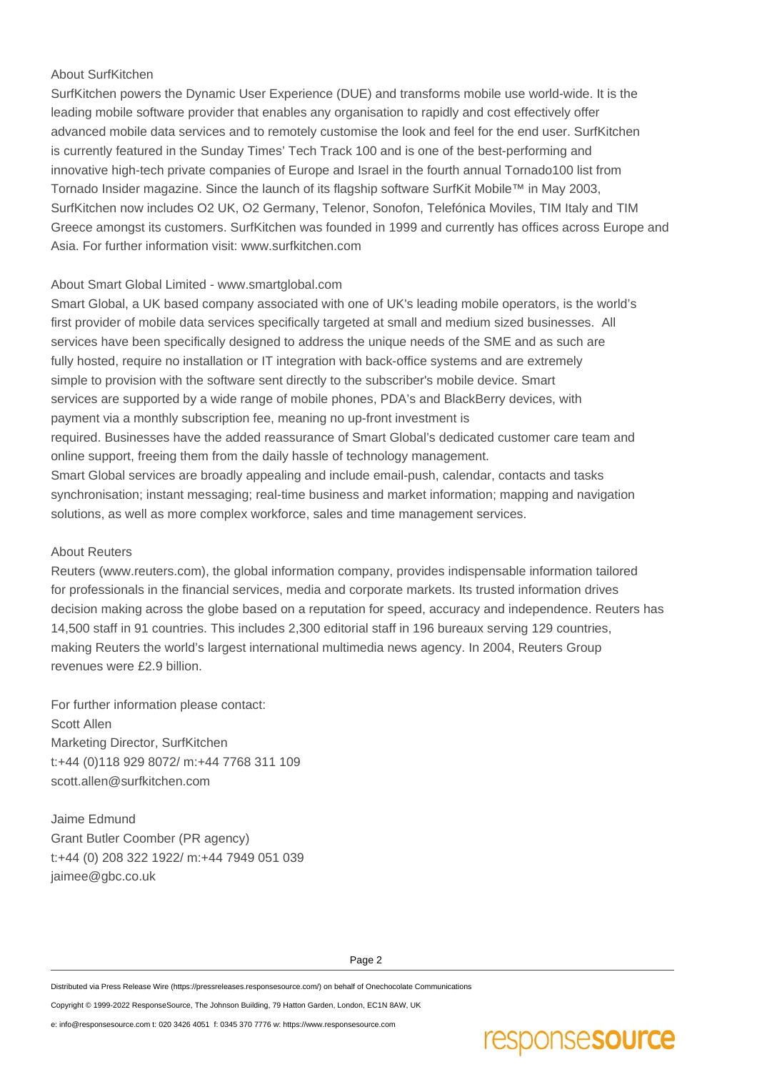About SurfKitchen

SurfKitchen powers the Dynamic User Experience (DUE) and transforms mobile use world-wide. It is the leading mobile software provider that enables any organisation to rapidly and cost effectively offer advanced mobile data services and to remotely customise the look and feel for the end user. SurfKitchen is currently featured in the Sunday Times' Tech Track 100 and is one of the best-performing and innovative high-tech private companies of Europe and Israel in the fourth annual Tornado100 list from Tornado Insider magazine. Since the launch of its flagship software SurfKit Mobile™ in May 2003, SurfKitchen now includes O2 UK, O2 Germany, Telenor, Sonofon, Telefónica Moviles, TIM Italy and TIM Greece amongst its customers. SurfKitchen was founded in 1999 and currently has offices across Europe and Asia. For further information visit: www.surfkitchen.com

About Smart Global Limited - www.smartglobal.com

Smart Global, a UK based company associated with one of UK's leading mobile operators, is the world's first provider of mobile data services specifically targeted at small and medium sized businesses. All services have been specifically designed to address the unique needs of the SME and as such are fully hosted, require no installation or IT integration with back-office systems and are extremely simple to provision with the software sent directly to the subscriber's mobile device. Smart services are supported by a wide range of mobile phones, PDA's and BlackBerry devices, with payment via a monthly subscription fee, meaning no up-front investment is required. Businesses have the added reassurance of Smart Global's dedicated customer care team and online support, freeing them from the daily hassle of technology management.

Smart Global services are broadly appealing and include email-push, calendar, contacts and tasks synchronisation; instant messaging; real-time business and market information; mapping and navigation solutions, as well as more complex workforce, sales and time management services.

About Reuters

Reuters (www.reuters.com), the global information company, provides indispensable information tailored for professionals in the financial services, media and corporate markets. Its trusted information drives decision making across the globe based on a reputation for speed, accuracy and independence. Reuters has 14,500 staff in 91 countries. This includes 2,300 editorial staff in 196 bureaux serving 129 countries, making Reuters the world's largest international multimedia news agency. In 2004, Reuters Group revenues were £2.9 billion.

For further information please contact:
Scott Allen
Marketing Director, SurfKitchen
t:+44 (0)118 929 8072/ m:+44 7768 311 109
scott.allen@surfkitchen.com

Jaime Edmund
Grant Butler Coomber (PR agency)
t:+44 (0) 208 322 1922/ m:+44 7949 051 039
jaimee@gbc.co.uk